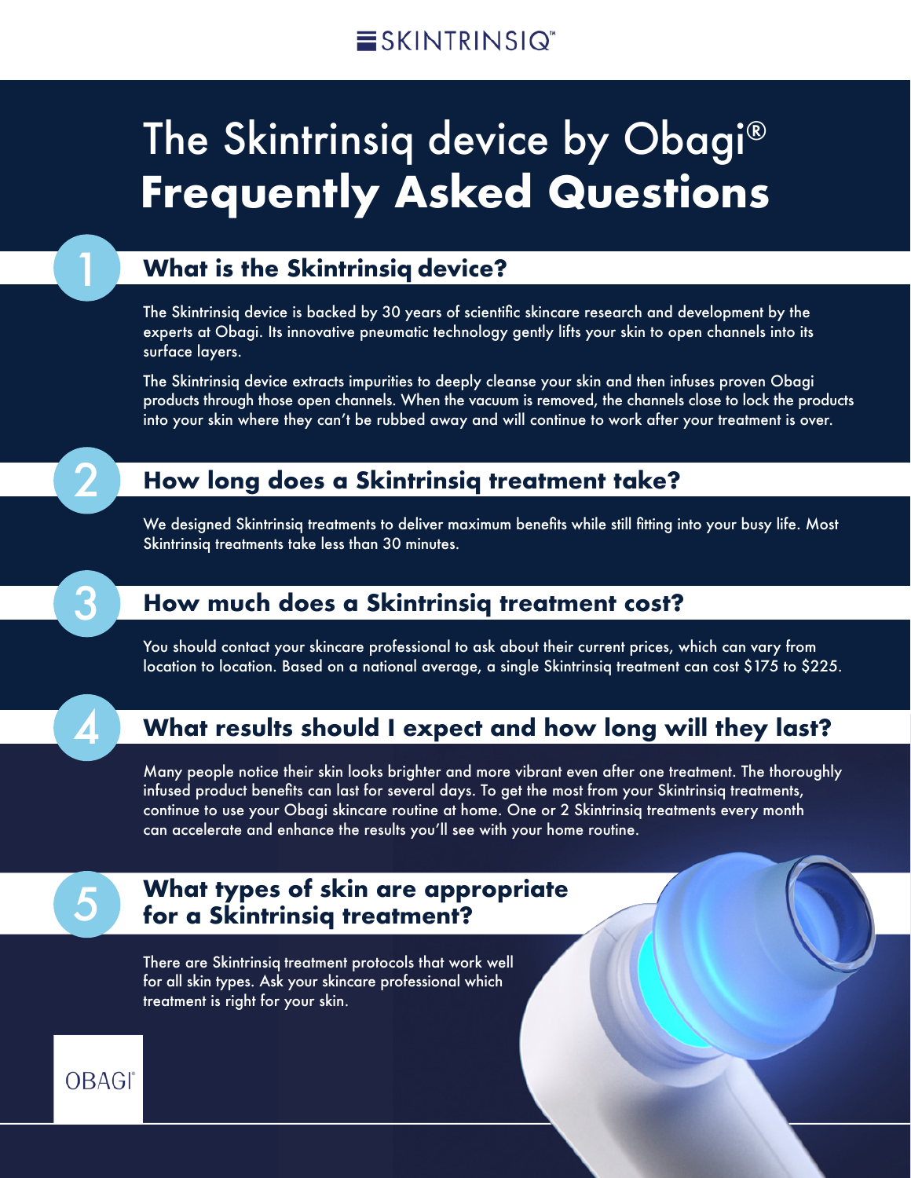SKINTRINSIQ™

# The Skintrinsiq device by Obagi®
# Frequently Asked Questions

## 1 What is the Skintrinsiq device?

The Skintrinsiq device is backed by 30 years of scientific skincare research and development by the experts at Obagi. Its innovative pneumatic technology gently lifts your skin to open channels into its surface layers.

The Skintrinsiq device extracts impurities to deeply cleanse your skin and then infuses proven Obagi products through those open channels. When the vacuum is removed, the channels close to lock the products into your skin where they can't be rubbed away and will continue to work after your treatment is over.

## 2 How long does a Skintrinsiq treatment take?

We designed Skintrinsiq treatments to deliver maximum benefits while still fitting into your busy life. Most Skintrinsiq treatments take less than 30 minutes.

## 3 How much does a Skintrinsiq treatment cost?

You should contact your skincare professional to ask about their current prices, which can vary from location to location. Based on a national average, a single Skintrinsiq treatment can cost $175 to $225.

## 4 What results should I expect and how long will they last?

Many people notice their skin looks brighter and more vibrant even after one treatment. The thoroughly infused product benefits can last for several days. To get the most from your Skintrinsiq treatments, continue to use your Obagi skincare routine at home. One or 2 Skintrinsiq treatments every month can accelerate and enhance the results you'll see with your home routine.

## 5 What types of skin are appropriate for a Skintrinsiq treatment?

There are Skintrinsiq treatment protocols that work well for all skin types. Ask your skincare professional which treatment is right for your skin.

OBAGI®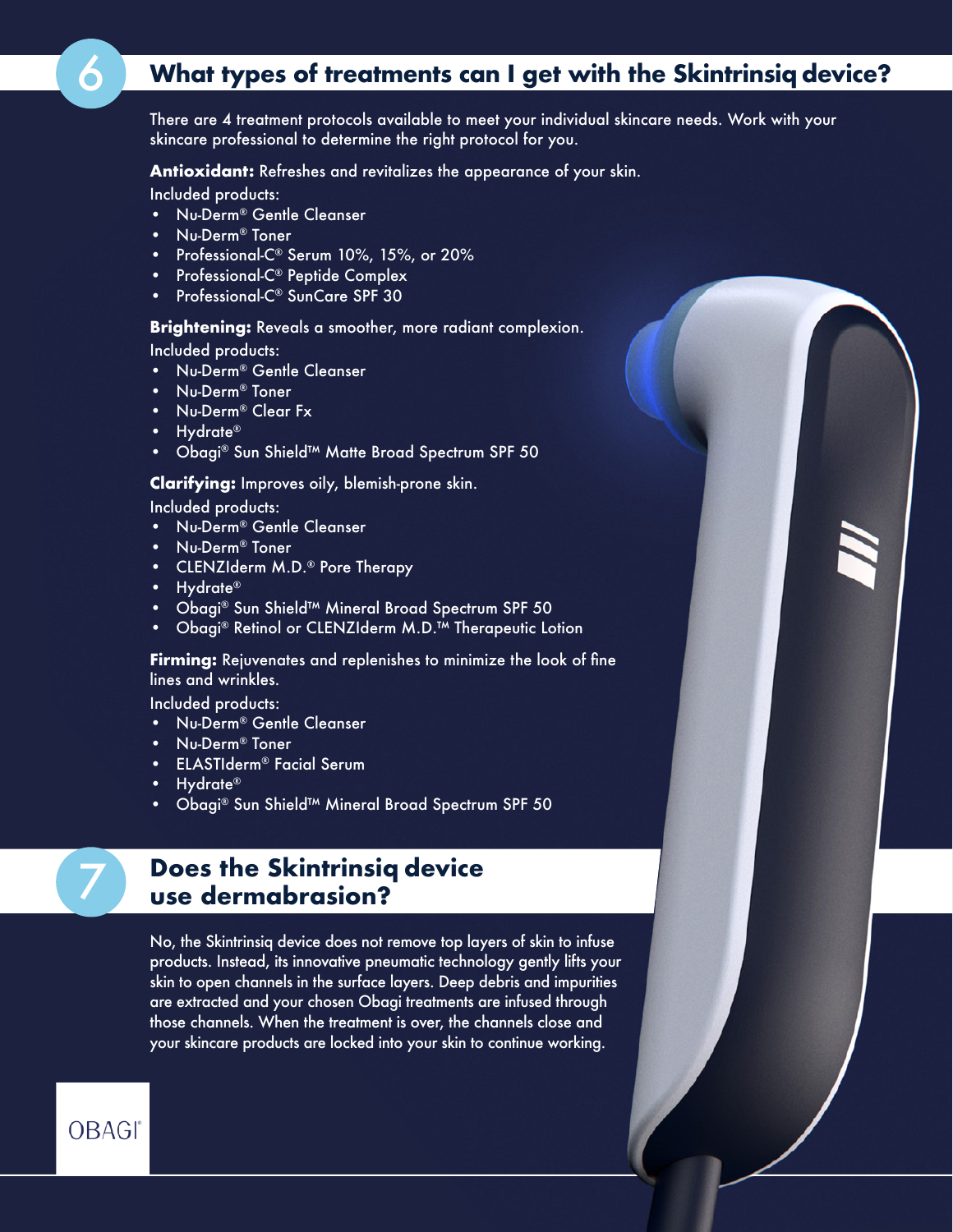## 6 What types of treatments can I get with the Skintrinsiq device?

There are 4 treatment protocols available to meet your individual skincare needs. Work with your skincare professional to determine the right protocol for you.

**Antioxidant:** Refreshes and revitalizes the appearance of your skin.

Included products:

- Nu-Derm® Gentle Cleanser
- Nu-Derm® Toner
- Professional-C® Serum 10%, 15%, or 20%
- Professional-C® Peptide Complex
- Professional-C® SunCare SPF 30

**Brightening:** Reveals a smoother, more radiant complexion.

Included products:

- Nu-Derm® Gentle Cleanser
- Nu-Derm® Toner
- Nu-Derm® Clear Fx
- Hydrate®
- Obagi® Sun Shield™ Matte Broad Spectrum SPF 50

**Clarifying:** Improves oily, blemish-prone skin.

Included products:

- Nu-Derm® Gentle Cleanser
- Nu-Derm® Toner
- CLENZIderm M.D.® Pore Therapy
- Hydrate®
- Obagi® Sun Shield™ Mineral Broad Spectrum SPF 50
- Obagi® Retinol or CLENZIderm M.D.™ Therapeutic Lotion

**Firming:** Rejuvenates and replenishes to minimize the look of fine lines and wrinkles.

Included products:

- Nu-Derm® Gentle Cleanser
- Nu-Derm® Toner
- ELASTIderm® Facial Serum
- Hydrate®
- Obagi® Sun Shield™ Mineral Broad Spectrum SPF 50

## 7 Does the Skintrinsiq device use dermabrasion?

No, the Skintrinsiq device does not remove top layers of skin to infuse products. Instead, its innovative pneumatic technology gently lifts your skin to open channels in the surface layers. Deep debris and impurities are extracted and your chosen Obagi treatments are infused through those channels. When the treatment is over, the channels close and your skincare products are locked into your skin to continue working.

OBAGI®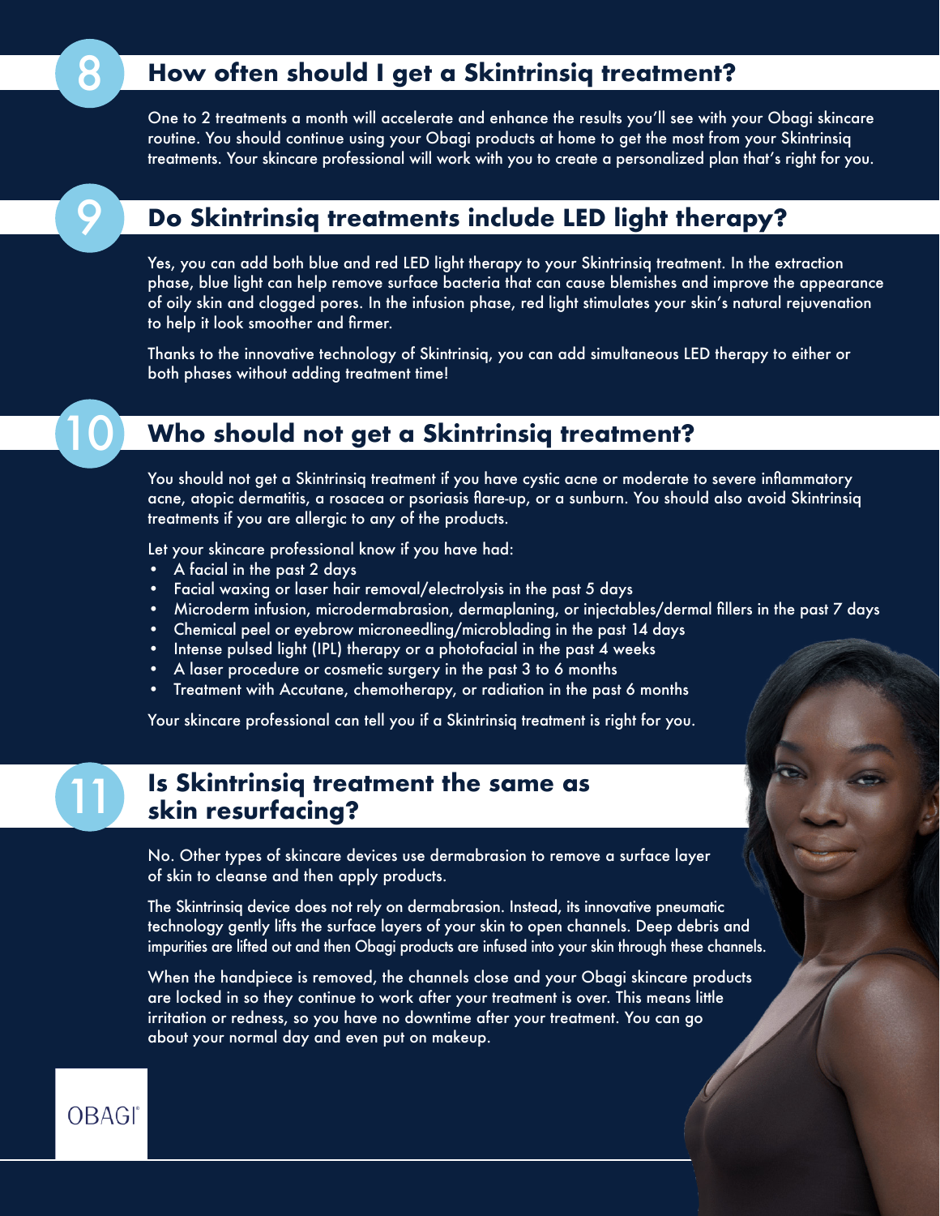## 8 How often should I get a Skintrinsiq treatment?

One to 2 treatments a month will accelerate and enhance the results you'll see with your Obagi skincare routine. You should continue using your Obagi products at home to get the most from your Skintrinsiq treatments. Your skincare professional will work with you to create a personalized plan that's right for you.

## 9 Do Skintrinsiq treatments include LED light therapy?

Yes, you can add both blue and red LED light therapy to your Skintrinsiq treatment. In the extraction phase, blue light can help remove surface bacteria that can cause blemishes and improve the appearance of oily skin and clogged pores. In the infusion phase, red light stimulates your skin's natural rejuvenation to help it look smoother and firmer.

Thanks to the innovative technology of Skintrinsiq, you can add simultaneous LED therapy to either or both phases without adding treatment time!

## 10 Who should not get a Skintrinsiq treatment?

You should not get a Skintrinsiq treatment if you have cystic acne or moderate to severe inflammatory acne, atopic dermatitis, a rosacea or psoriasis flare-up, or a sunburn. You should also avoid Skintrinsiq treatments if you are allergic to any of the products.

Let your skincare professional know if you have had:

- A facial in the past 2 days
- Facial waxing or laser hair removal/electrolysis in the past 5 days
- Microderm infusion, microdermabrasion, dermaplaning, or injectables/dermal fillers in the past 7 days
- Chemical peel or eyebrow microneedling/microblading in the past 14 days
- Intense pulsed light (IPL) therapy or a photofacial in the past 4 weeks
- A laser procedure or cosmetic surgery in the past 3 to 6 months
- Treatment with Accutane, chemotherapy, or radiation in the past 6 months

Your skincare professional can tell you if a Skintrinsiq treatment is right for you.

## 11 Is Skintrinsiq treatment the same as skin resurfacing?

No. Other types of skincare devices use dermabrasion to remove a surface layer of skin to cleanse and then apply products.

The Skintrinsiq device does not rely on dermabrasion. Instead, its innovative pneumatic technology gently lifts the surface layers of your skin to open channels. Deep debris and impurities are lifted out and then Obagi products are infused into your skin through these channels.

When the handpiece is removed, the channels close and your Obagi skincare products are locked in so they continue to work after your treatment is over. This means little irritation or redness, so you have no downtime after your treatment. You can go about your normal day and even put on makeup.

OBAGI®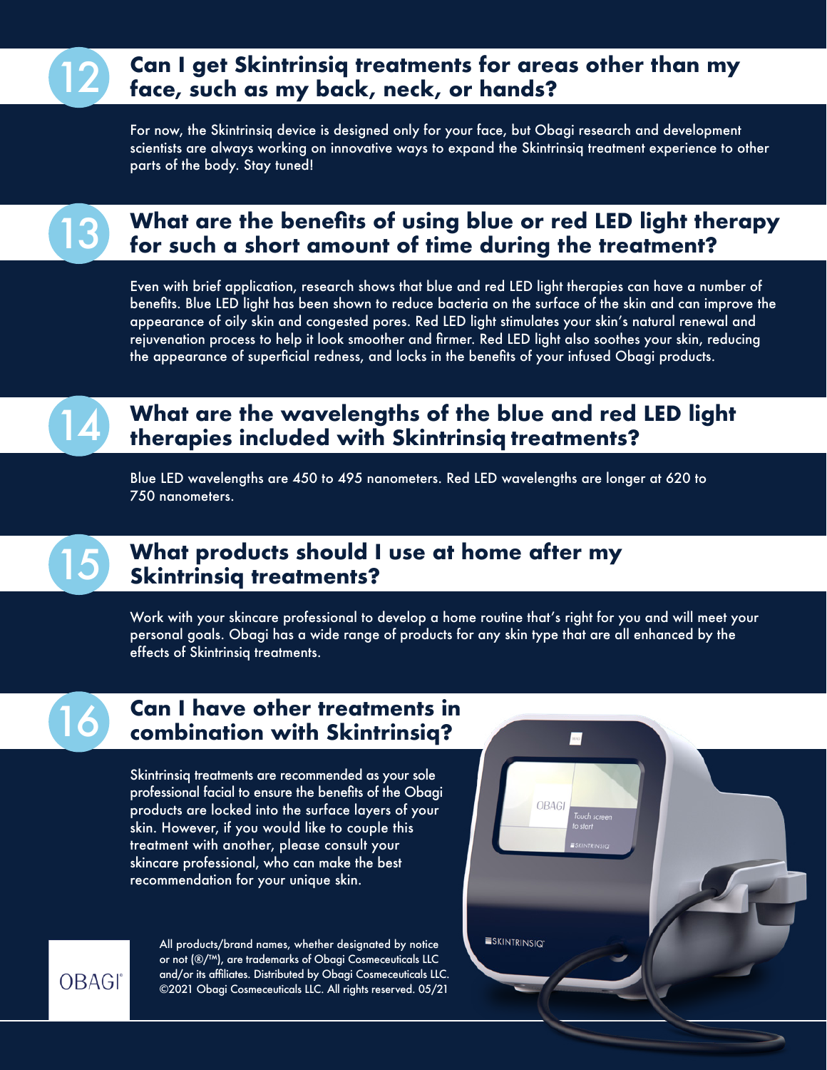## 12 Can I get Skintrinsiq treatments for areas other than my face, such as my back, neck, or hands?

For now, the Skintrinsiq device is designed only for your face, but Obagi research and development scientists are always working on innovative ways to expand the Skintrinsiq treatment experience to other parts of the body. Stay tuned!

## 13 What are the benefits of using blue or red LED light therapy for such a short amount of time during the treatment?

Even with brief application, research shows that blue and red LED light therapies can have a number of benefits. Blue LED light has been shown to reduce bacteria on the surface of the skin and can improve the appearance of oily skin and congested pores. Red LED light stimulates your skin's natural renewal and rejuvenation process to help it look smoother and firmer. Red LED light also soothes your skin, reducing the appearance of superficial redness, and locks in the benefits of your infused Obagi products.

## 14 What are the wavelengths of the blue and red LED light therapies included with Skintrinsiq treatments?

Blue LED wavelengths are 450 to 495 nanometers. Red LED wavelengths are longer at 620 to 750 nanometers.

## 15 What products should I use at home after my Skintrinsiq treatments?

Work with your skincare professional to develop a home routine that's right for you and will meet your personal goals. Obagi has a wide range of products for any skin type that are all enhanced by the effects of Skintrinsiq treatments.

## 16 Can I have other treatments in combination with Skintrinsiq?

Skintrinsiq treatments are recommended as your sole professional facial to ensure the benefits of the Obagi products are locked into the surface layers of your skin. However, if you would like to couple this treatment with another, please consult your skincare professional, who can make the best recommendation for your unique skin.

OBAGI®

All products/brand names, whether designated by notice or not (®/™), are trademarks of Obagi Cosmeceuticals LLC and/or its affiliates. Distributed by Obagi Cosmeceuticals LLC. ©2021 Obagi Cosmeceuticals LLC. All rights reserved. 05/21